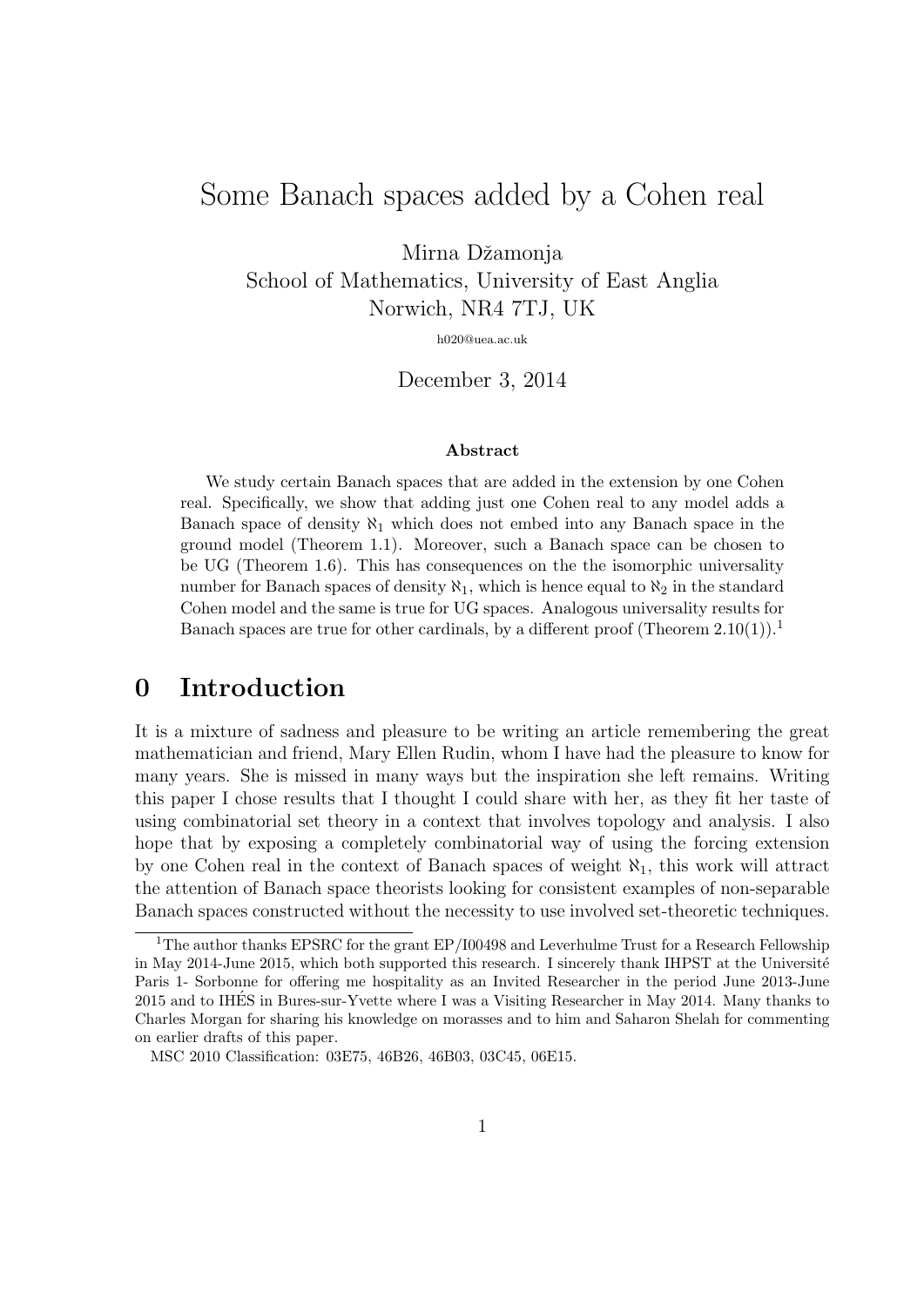# Some Banach spaces added by a Cohen real

Mirna Džamonja
School of Mathematics, University of East Anglia
Norwich, NR4 7TJ, UK

h020@uea.ac.uk

December 3, 2014

### Abstract

We study certain Banach spaces that are added in the extension by one Cohen real. Specifically, we show that adding just one Cohen real to any model adds a Banach space of density $\aleph_1$ which does not embed into any Banach space in the ground model (Theorem 1.1). Moreover, such a Banach space can be chosen to be UG (Theorem 1.6). This has consequences on the the isomorphic universality number for Banach spaces of density $\aleph_1$, which is hence equal to $\aleph_2$ in the standard Cohen model and the same is true for UG spaces. Analogous universality results for Banach spaces are true for other cardinals, by a different proof (Theorem 2.10(1)).[1]

## 0 Introduction

It is a mixture of sadness and pleasure to be writing an article remembering the great mathematician and friend, Mary Ellen Rudin, whom I have had the pleasure to know for many years. She is missed in many ways but the inspiration she left remains. Writing this paper I chose results that I thought I could share with her, as they fit her taste of using combinatorial set theory in a context that involves topology and analysis. I also hope that by exposing a completely combinatorial way of using the forcing extension by one Cohen real in the context of Banach spaces of weight $\aleph_1$, this work will attract the attention of Banach space theorists looking for consistent examples of non-separable Banach spaces constructed without the necessity to use involved set-theoretic techniques.

---

[1] The author thanks EPSRC for the grant EP/I00498 and Leverhulme Trust for a Research Fellowship in May 2014-June 2015, which both supported this research. I sincerely thank IHPST at the Université Paris 1- Sorbonne for offering me hospitality as an Invited Researcher in the period June 2013-June 2015 and to IHÉS in Bures-sur-Yvette where I was a Visiting Researcher in May 2014. Many thanks to Charles Morgan for sharing his knowledge on morasses and to him and Saharon Shelah for commenting on earlier drafts of this paper.

MSC 2010 Classification: 03E75, 46B26, 46B03, 03C45, 06E15.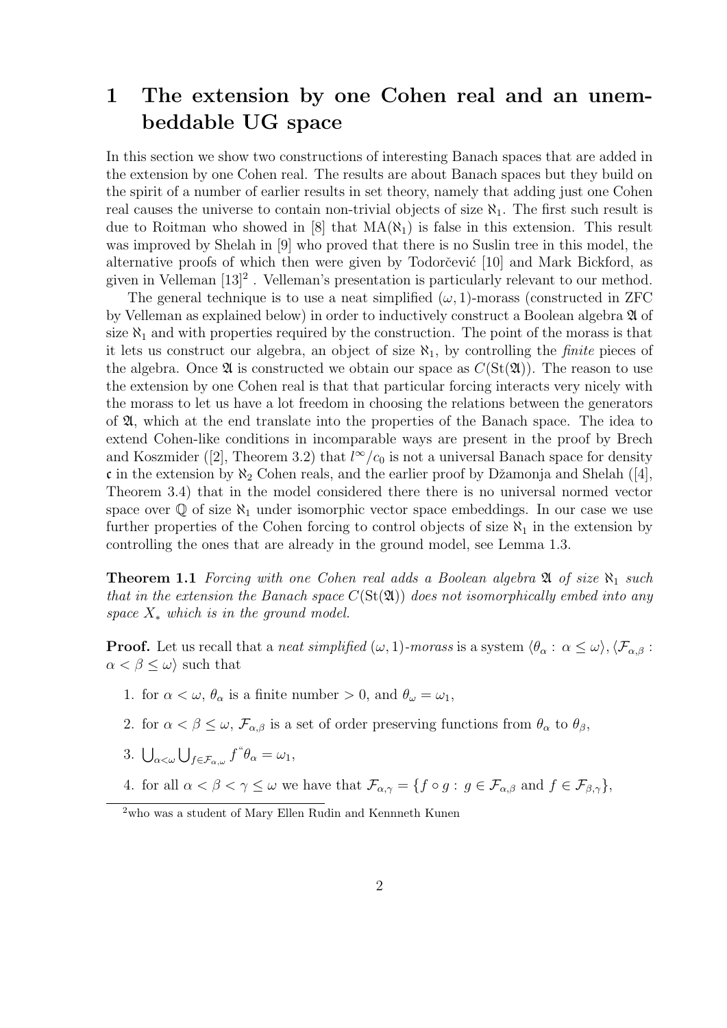# 1 The extension by one Cohen real and an unembeddable UG space

In this section we show two constructions of interesting Banach spaces that are added in the extension by one Cohen real. The results are about Banach spaces but they build on the spirit of a number of earlier results in set theory, namely that adding just one Cohen real causes the universe to contain non-trivial objects of size $\aleph_1$. The first such result is due to Roitman who showed in [8] that $\mathrm{MA}(\aleph_1)$ is false in this extension. This result was improved by Shelah in [9] who proved that there is no Suslin tree in this model, the alternative proofs of which then were given by Todorčević [10] and Mark Bickford, as given in Velleman [13][2] . Velleman's presentation is particularly relevant to our method.

The general technique is to use a neat simplified $(\omega, 1)$-morass (constructed in ZFC by Velleman as explained below) in order to inductively construct a Boolean algebra $\mathfrak{A}$ of size $\aleph_1$ and with properties required by the construction. The point of the morass is that it lets us construct our algebra, an object of size $\aleph_1$, by controlling the *finite* pieces of the algebra. Once $\mathfrak{A}$ is constructed we obtain our space as $C(\mathrm{St}(\mathfrak{A}))$. The reason to use the extension by one Cohen real is that that particular forcing interacts very nicely with the morass to let us have a lot freedom in choosing the relations between the generators of $\mathfrak{A}$, which at the end translate into the properties of the Banach space. The idea to extend Cohen-like conditions in incomparable ways are present in the proof by Brech and Koszmider ([2], Theorem 3.2) that $l^\infty/c_0$ is not a universal Banach space for density $\mathfrak{c}$ in the extension by $\aleph_2$ Cohen reals, and the earlier proof by Džamonja and Shelah ([4], Theorem 3.4) that in the model considered there there is no universal normed vector space over $\mathbb{Q}$ of size $\aleph_1$ under isomorphic vector space embeddings. In our case we use further properties of the Cohen forcing to control objects of size $\aleph_1$ in the extension by controlling the ones that are already in the ground model, see Lemma 1.3.

**Theorem 1.1** *Forcing with one Cohen real adds a Boolean algebra $\mathfrak{A}$ of size $\aleph_1$ such that in the extension the Banach space $C(\mathrm{St}(\mathfrak{A}))$ does not isomorphically embed into any space $X_*$ which is in the ground model.*

**Proof.** Let us recall that a *neat simplified $(\omega, 1)$-morass* is a system $\langle \theta_\alpha : \alpha \leq \omega \rangle, \langle \mathcal{F}_{\alpha,\beta} : \alpha < \beta \leq \omega \rangle$ such that

1. for $\alpha < \omega$, $\theta_\alpha$ is a finite number $> 0$, and $\theta_\omega = \omega_1$,
2. for $\alpha < \beta \leq \omega$, $\mathcal{F}_{\alpha,\beta}$ is a set of order preserving functions from $\theta_\alpha$ to $\theta_\beta$,
3. $\bigcup_{\alpha<\omega} \bigcup_{f \in \mathcal{F}_{\alpha,\omega}} f``\theta_\alpha = \omega_1$,
4. for all $\alpha < \beta < \gamma \leq \omega$ we have that $\mathcal{F}_{\alpha,\gamma} = \{f \circ g : g \in \mathcal{F}_{\alpha,\beta} \text{ and } f \in \mathcal{F}_{\beta,\gamma}\}$,

[2] who was a student of Mary Ellen Rudin and Kennneth Kunen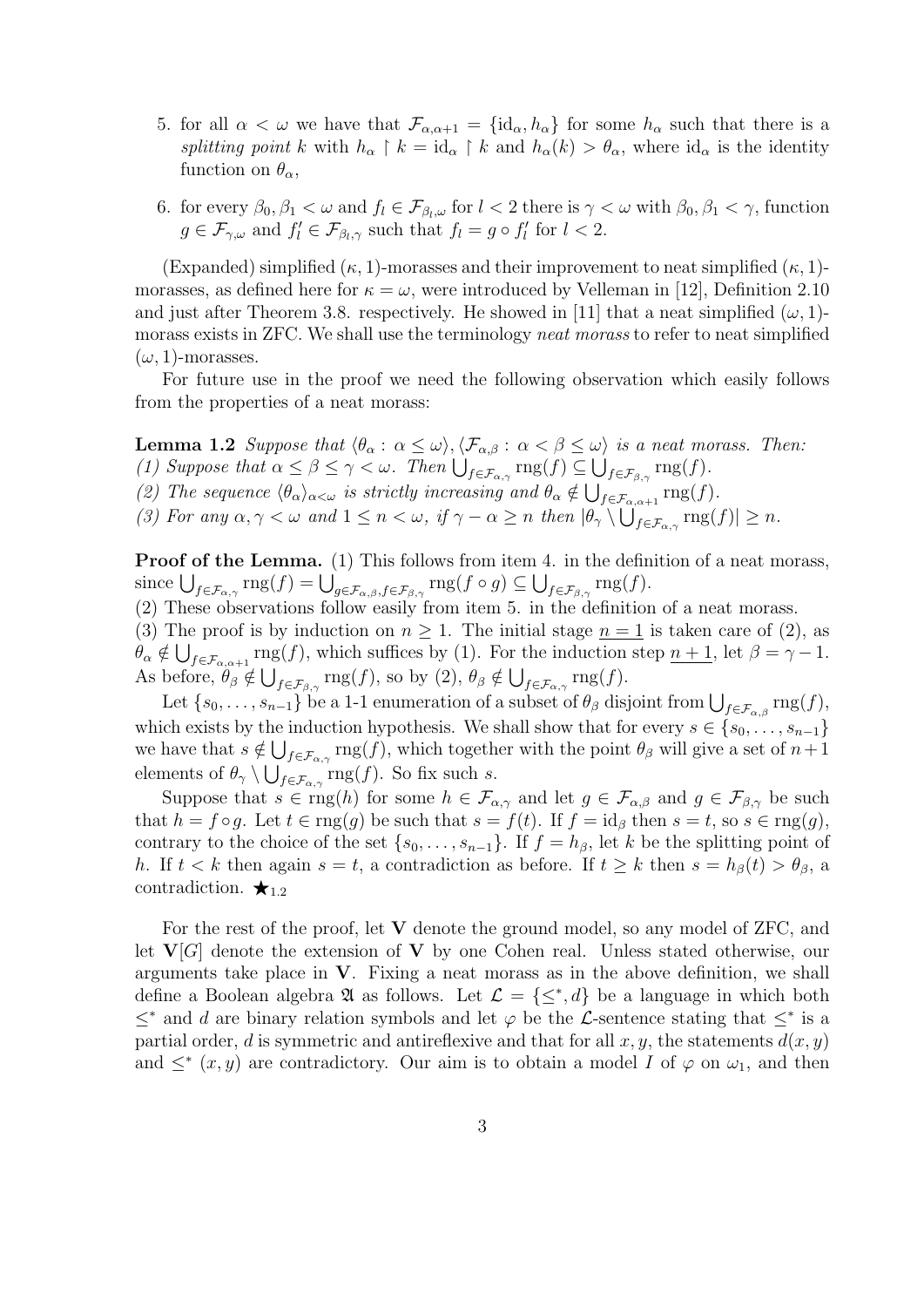5. for all $\alpha < \omega$ we have that $\mathcal{F}_{\alpha,\alpha+1} = \{\mathrm{id}_\alpha, h_\alpha\}$ for some $h_\alpha$ such that there is a *splitting point* $k$ with $h_\alpha \restriction k = \mathrm{id}_\alpha \restriction k$ and $h_\alpha(k) > \theta_\alpha$, where $\mathrm{id}_\alpha$ is the identity function on $\theta_\alpha$,

6. for every $\beta_0, \beta_1 < \omega$ and $f_l \in \mathcal{F}_{\beta_l,\omega}$ for $l < 2$ there is $\gamma < \omega$ with $\beta_0, \beta_1 < \gamma$, function $g \in \mathcal{F}_{\gamma,\omega}$ and $f'_l \in \mathcal{F}_{\beta_l,\gamma}$ such that $f_l = g \circ f'_l$ for $l < 2$.

(Expanded) simplified $(\kappa, 1)$-morasses and their improvement to neat simplified $(\kappa, 1)$-morasses, as defined here for $\kappa = \omega$, were introduced by Velleman in [12], Definition 2.10 and just after Theorem 3.8. respectively. He showed in [11] that a neat simplified $(\omega, 1)$-morass exists in ZFC. We shall use the terminology *neat morass* to refer to neat simplified $(\omega, 1)$-morasses.

For future use in the proof we need the following observation which easily follows from the properties of a neat morass:

**Lemma 1.2** *Suppose that $\langle \theta_\alpha : \alpha \leq \omega \rangle, \langle \mathcal{F}_{\alpha,\beta} : \alpha < \beta \leq \omega \rangle$ is a neat morass. Then:*
*(1) Suppose that $\alpha \leq \beta \leq \gamma < \omega$. Then $\bigcup_{f\in\mathcal{F}_{\alpha,\gamma}} \mathrm{rng}(f) \subseteq \bigcup_{f\in\mathcal{F}_{\beta,\gamma}} \mathrm{rng}(f)$.*
*(2) The sequence $\langle \theta_\alpha \rangle_{\alpha<\omega}$ is strictly increasing and $\theta_\alpha \notin \bigcup_{f\in\mathcal{F}_{\alpha,\alpha+1}} \mathrm{rng}(f)$.*
*(3) For any $\alpha, \gamma < \omega$ and $1 \leq n < \omega$, if $\gamma - \alpha \geq n$ then $|\theta_\gamma \setminus \bigcup_{f\in\mathcal{F}_{\alpha,\gamma}} \mathrm{rng}(f)| \geq n$.*

**Proof of the Lemma.** (1) This follows from item 4. in the definition of a neat morass, since $\bigcup_{f\in\mathcal{F}_{\alpha,\gamma}} \mathrm{rng}(f) = \bigcup_{g\in\mathcal{F}_{\alpha,\beta}, f\in\mathcal{F}_{\beta,\gamma}} \mathrm{rng}(f \circ g) \subseteq \bigcup_{f\in\mathcal{F}_{\beta,\gamma}} \mathrm{rng}(f)$.
(2) These observations follow easily from item 5. in the definition of a neat morass.
(3) The proof is by induction on $n \geq 1$. The initial stage $\underline{n = 1}$ is taken care of (2), as $\theta_\alpha \notin \bigcup_{f\in\mathcal{F}_{\alpha,\alpha+1}} \mathrm{rng}(f)$, which suffices by (1). For the induction step $\underline{n + 1}$, let $\beta = \gamma - 1$. As before, $\theta_\beta \notin \bigcup_{f\in\mathcal{F}_{\beta,\gamma}} \mathrm{rng}(f)$, so by (2), $\theta_\beta \notin \bigcup_{f\in\mathcal{F}_{\alpha,\gamma}} \mathrm{rng}(f)$.

Let $\{s_0, \ldots, s_{n-1}\}$ be a 1-1 enumeration of a subset of $\theta_\beta$ disjoint from $\bigcup_{f\in\mathcal{F}_{\alpha,\beta}} \mathrm{rng}(f)$, which exists by the induction hypothesis. We shall show that for every $s \in \{s_0, \ldots, s_{n-1}\}$ we have that $s \notin \bigcup_{f\in\mathcal{F}_{\alpha,\gamma}} \mathrm{rng}(f)$, which together with the point $\theta_\beta$ will give a set of $n+1$ elements of $\theta_\gamma \setminus \bigcup_{f\in\mathcal{F}_{\alpha,\gamma}} \mathrm{rng}(f)$. So fix such $s$.

Suppose that $s \in \mathrm{rng}(h)$ for some $h \in \mathcal{F}_{\alpha,\gamma}$ and let $g \in \mathcal{F}_{\alpha,\beta}$ and $g \in \mathcal{F}_{\beta,\gamma}$ be such that $h = f \circ g$. Let $t \in \mathrm{rng}(g)$ be such that $s = f(t)$. If $f = \mathrm{id}_\beta$ then $s = t$, so $s \in \mathrm{rng}(g)$, contrary to the choice of the set $\{s_0, \ldots, s_{n-1}\}$. If $f = h_\beta$, let $k$ be the splitting point of $h$. If $t < k$ then again $s = t$, a contradiction as before. If $t \geq k$ then $s = h_\beta(t) > \theta_\beta$, a contradiction. $\bigstar_{1.2}$

For the rest of the proof, let $\mathbf{V}$ denote the ground model, so any model of ZFC, and let $\mathbf{V}[G]$ denote the extension of $\mathbf{V}$ by one Cohen real. Unless stated otherwise, our arguments take place in $\mathbf{V}$. Fixing a neat morass as in the above definition, we shall define a Boolean algebra $\mathfrak{A}$ as follows. Let $\mathcal{L} = \{\leq^*, d\}$ be a language in which both $\leq^*$ and $d$ are binary relation symbols and let $\varphi$ be the $\mathcal{L}$-sentence stating that $\leq^*$ is a partial order, $d$ is symmetric and antireflexive and that for all $x, y$, the statements $d(x, y)$ and $\leq^* (x, y)$ are contradictory. Our aim is to obtain a model $I$ of $\varphi$ on $\omega_1$, and then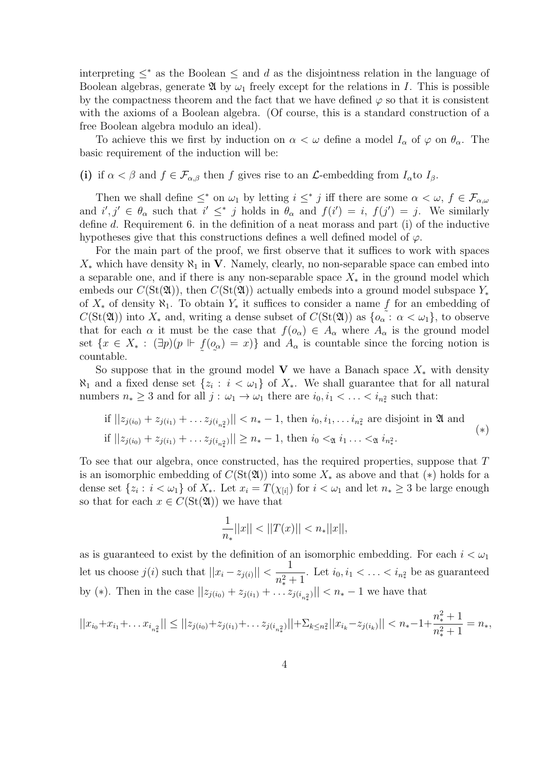interpreting $\leq^*$ as the Boolean $\leq$ and $d$ as the disjointness relation in the language of Boolean algebras, generate $\mathfrak{A}$ by $\omega_1$ freely except for the relations in $I$. This is possible by the compactness theorem and the fact that we have defined $\varphi$ so that it is consistent with the axioms of a Boolean algebra. (Of course, this is a standard construction of a free Boolean algebra modulo an ideal).

To achieve this we first by induction on $\alpha < \omega$ define a model $I_\alpha$ of $\varphi$ on $\theta_\alpha$. The basic requirement of the induction will be:

**(i)** if $\alpha < \beta$ and $f \in \mathcal{F}_{\alpha,\beta}$ then $f$ gives rise to an $\mathcal{L}$-embedding from $I_\alpha$to $I_\beta$.

Then we shall define $\leq^*$ on $\omega_1$ by letting $i \leq^* j$ iff there are some $\alpha < \omega$, $f \in \mathcal{F}_{\alpha,\omega}$ and $i', j' \in \theta_\alpha$ such that $i' \leq^* j$ holds in $\theta_\alpha$ and $f(i') = i$, $f(j') = j$. We similarly define $d$. Requirement 6. in the definition of a neat morass and part (i) of the inductive hypotheses give that this constructions defines a well defined model of $\varphi$.

For the main part of the proof, we first observe that it suffices to work with spaces $X_*$ which have density $\aleph_1$ in $\mathbf{V}$. Namely, clearly, no non-separable space can embed into a separable one, and if there is any non-separable space $X_*$ in the ground model which embeds our $C(\mathrm{St}(\mathfrak{A}))$, then $C(\mathrm{St}(\mathfrak{A}))$ actually embeds into a ground model subspace $Y_*$ of $X_*$ of density $\aleph_1$. To obtain $Y_*$ it suffices to consider a name $\underset{\sim}{f}$ for an embedding of $C(\mathrm{St}(\mathfrak{A}))$ into $X_*$ and, writing a dense subset of $C(\mathrm{St}(\mathfrak{A}))$ as $\{\underset{\sim}{o_\alpha} : \alpha < \omega_1\}$, to observe that for each $\alpha$ it must be the case that $f(o_\alpha) \in A_\alpha$ where $A_\alpha$ is the ground model set $\{x \in X_* : (\exists p)(p \Vdash \underset{\sim}{f}(\underset{\sim}{o_\alpha}) = x)\}$ and $A_\alpha$ is countable since the forcing notion is countable.

So suppose that in the ground model $\mathbf{V}$ we have a Banach space $X_*$ with density $\aleph_1$ and a fixed dense set $\{z_i : i < \omega_1\}$ of $X_*$. We shall guarantee that for all natural numbers $n_* \geq 3$ and for all $j : \omega_1 \to \omega_1$ there are $i_0, i_1 < \ldots < i_{n_*^2}$ such that:

$$\begin{aligned}&\text{if } \|z_{j(i_0)} + z_{j(i_1)} + \ldots z_{j(i_{n_*^2})}\| < n_* - 1, \text{ then } i_0, i_1, \ldots i_{n_*^2} \text{ are disjoint in } \mathfrak{A} \text{ and}\\ &\text{if } \|z_{j(i_0)} + z_{j(i_1)} + \ldots z_{j(i_{n_*^2})}\| \geq n_* - 1, \text{ then } i_0 <_{\mathfrak{A}} i_1 \ldots <_{\mathfrak{A}} i_{n_*^2}.\end{aligned} \qquad (*)$$

To see that our algebra, once constructed, has the required properties, suppose that $T$ is an isomorphic embedding of $C(\mathrm{St}(\mathfrak{A}))$ into some $X_*$ as above and that $(*)$ holds for a dense set $\{z_i : i < \omega_1\}$ of $X_*$. Let $x_i = T(\chi_{[i]})$ for $i < \omega_1$ and let $n_* \geq 3$ be large enough so that for each $x \in C(\mathrm{St}(\mathfrak{A}))$ we have that

$$\frac{1}{n_*}\|x\| < \|T(x)\| < n_*\|x\|,$$

as is guaranteed to exist by the definition of an isomorphic embedding. For each $i < \omega_1$ let us choose $j(i)$ such that $\|x_i - z_{j(i)}\| < \dfrac{1}{n_*^2 + 1}$. Let $i_0, i_1 < \ldots < i_{n_*^2}$ be as guaranteed by $(*)$. Then in the case $\|z_{j(i_0)} + z_{j(i_1)} + \ldots z_{j(i_{n_*^2})}\| < n_* - 1$ we have that

$$\|x_{i_0} + x_{i_1} + \ldots x_{i_{n_*^2}}\| \leq \|z_{j(i_0)} + z_{j(i_1)} + \ldots z_{j(i_{n_*^2})}\| + \Sigma_{k \leq n_*^2}\|x_{i_k} - z_{j(i_k)}\| < n_* - 1 + \frac{n_*^2 + 1}{n_*^2 + 1} = n_*,$$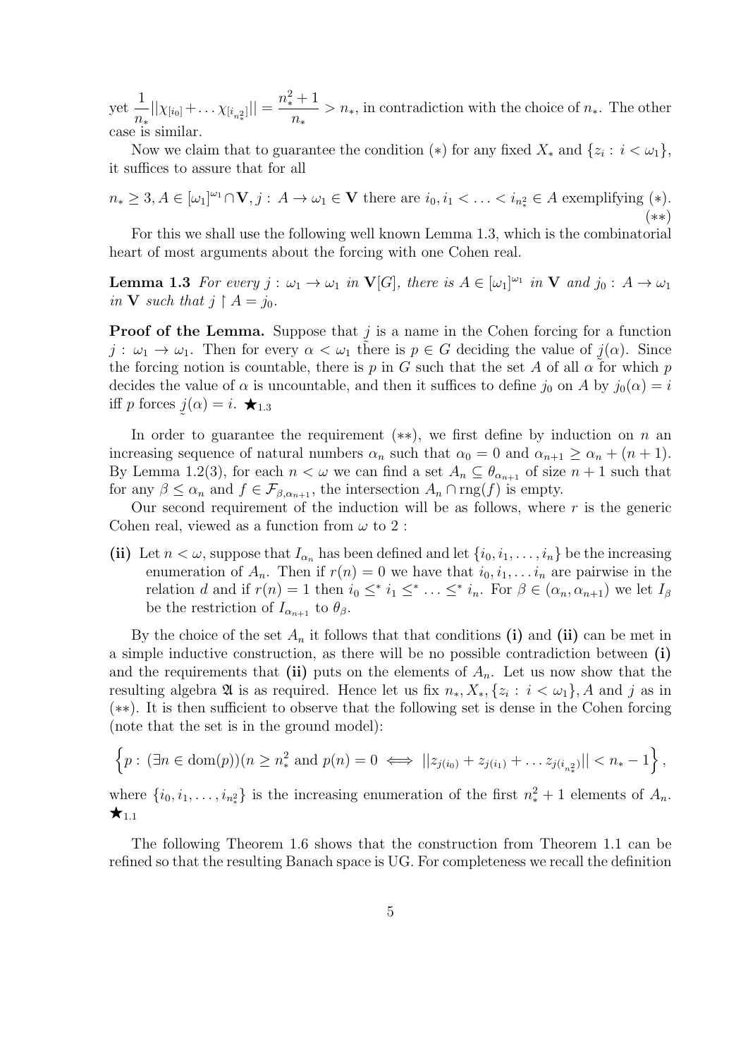yet $\frac{1}{n_*}||\chi_{[i_0]} + \ldots \chi_{[i_{n_*^2}]}|| = \frac{n_*^2+1}{n_*} > n_*$, in contradiction with the choice of $n_*$. The other case is similar.

Now we claim that to guarantee the condition $(*)$ for any fixed $X_*$ and $\{z_i : i < \omega_1\}$, it suffices to assure that for all

$$n_* \geq 3, A \in [\omega_1]^{\omega_1} \cap \mathbf{V}, j : A \to \omega_1 \in \mathbf{V} \text{ there are } i_0, i_1 < \ldots < i_{n_*^2} \in A \text{ exemplifying } (*). \qquad (**)$$

For this we shall use the following well known Lemma 1.3, which is the combinatorial heart of most arguments about the forcing with one Cohen real.

**Lemma 1.3** *For every $j : \omega_1 \to \omega_1$ in $\mathbf{V}[G]$, there is $A \in [\omega_1]^{\omega_1}$ in $\mathbf{V}$ and $j_0 : A \to \omega_1$ in $\mathbf{V}$ such that $j \upharpoonright A = j_0$.*

**Proof of the Lemma.** Suppose that $\underset{\sim}{j}$ is a name in the Cohen forcing for a function $j : \omega_1 \to \omega_1$. Then for every $\alpha < \omega_1$ there is $p \in G$ deciding the value of $\underset{\sim}{j}(\alpha)$. Since the forcing notion is countable, there is $p$ in $G$ such that the set $A$ of all $\alpha$ for which $p$ decides the value of $\alpha$ is uncountable, and then it suffices to define $j_0$ on $A$ by $j_0(\alpha) = i$ iff $p$ forces $\underset{\sim}{j}(\alpha) = i$. $\bigstar_{1.3}$

In order to guarantee the requirement $(**)$, we first define by induction on $n$ an increasing sequence of natural numbers $\alpha_n$ such that $\alpha_0 = 0$ and $\alpha_{n+1} \geq \alpha_n + (n+1)$. By Lemma 1.2(3), for each $n < \omega$ we can find a set $A_n \subseteq \theta_{\alpha_{n+1}}$ of size $n+1$ such that for any $\beta \leq \alpha_n$ and $f \in \mathcal{F}_{\beta,\alpha_{n+1}}$, the intersection $A_n \cap \mathrm{rng}(f)$ is empty.

Our second requirement of the induction will be as follows, where $r$ is the generic Cohen real, viewed as a function from $\omega$ to 2 :

**(ii)** Let $n < \omega$, suppose that $I_{\alpha_n}$ has been defined and let $\{i_0, i_1, \ldots, i_n\}$ be the increasing enumeration of $A_n$. Then if $r(n) = 0$ we have that $i_0, i_1, \ldots i_n$ are pairwise in the relation $d$ and if $r(n) = 1$ then $i_0 \leq^* i_1 \leq^* \ldots \leq^* i_n$. For $\beta \in (\alpha_n, \alpha_{n+1})$ we let $I_\beta$ be the restriction of $I_{\alpha_{n+1}}$ to $\theta_\beta$.

By the choice of the set $A_n$ it follows that that conditions **(i)** and **(ii)** can be met in a simple inductive construction, as there will be no possible contradiction between **(i)** and the requirements that **(ii)** puts on the elements of $A_n$. Let us now show that the resulting algebra $\mathfrak{A}$ is as required. Hence let us fix $n_*, X_*, \{z_i : i < \omega_1\}, A$ and $j$ as in $(**)$. It is then sufficient to observe that the following set is dense in the Cohen forcing (note that the set is in the ground model):

$$\left\{p : (\exists n \in \mathrm{dom}(p))(n \geq n_*^2 \text{ and } p(n) = 0 \iff ||z_{j(i_0)} + z_{j(i_1)} + \ldots z_{j(i_{n_*^2})}|| < n_* - 1\right\},$$

where $\{i_0, i_1, \ldots, i_{n_*^2}\}$ is the increasing enumeration of the first $n_*^2 + 1$ elements of $A_n$. $\bigstar_{1.1}$

The following Theorem 1.6 shows that the construction from Theorem 1.1 can be refined so that the resulting Banach space is UG. For completeness we recall the definition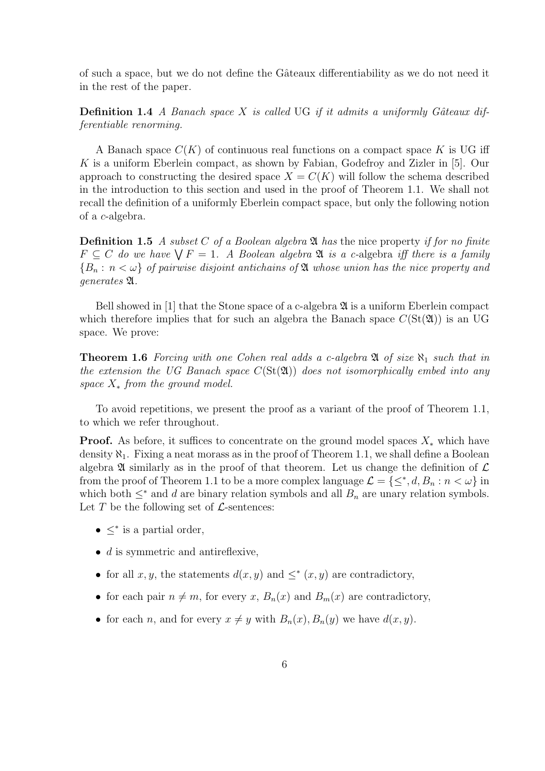of such a space, but we do not define the Gâteaux differentiability as we do not need it in the rest of the paper.

**Definition 1.4** *A Banach space $X$ is called* UG *if it admits a uniformly Gâteaux differentiable renorming.*

A Banach space $C(K)$ of continuous real functions on a compact space $K$ is UG iff $K$ is a uniform Eberlein compact, as shown by Fabian, Godefroy and Zizler in [5]. Our approach to constructing the desired space $X = C(K)$ will follow the schema described in the introduction to this section and used in the proof of Theorem 1.1. We shall not recall the definition of a uniformly Eberlein compact space, but only the following notion of a $c$-algebra.

**Definition 1.5** *A subset $C$ of a Boolean algebra $\mathfrak{A}$ has* the nice property *if for no finite $F \subseteq C$ do we have $\bigvee F = 1$. A Boolean algebra $\mathfrak{A}$ is a $c$-algebra iff there is a family $\{B_n : n < \omega\}$ of pairwise disjoint antichains of $\mathfrak{A}$ whose union has the nice property and generates $\mathfrak{A}$.*

Bell showed in [1] that the Stone space of a c-algebra $\mathfrak{A}$ is a uniform Eberlein compact which therefore implies that for such an algebra the Banach space $C(\mathrm{St}(\mathfrak{A}))$ is an UG space. We prove:

**Theorem 1.6** *Forcing with one Cohen real adds a c-algebra $\mathfrak{A}$ of size $\aleph_1$ such that in the extension the UG Banach space $C(\mathrm{St}(\mathfrak{A}))$ does not isomorphically embed into any space $X_*$ from the ground model.*

To avoid repetitions, we present the proof as a variant of the proof of Theorem 1.1, to which we refer throughout.

**Proof.** As before, it suffices to concentrate on the ground model spaces $X_*$ which have density $\aleph_1$. Fixing a neat morass as in the proof of Theorem 1.1, we shall define a Boolean algebra $\mathfrak{A}$ similarly as in the proof of that theorem. Let us change the definition of $\mathcal{L}$ from the proof of Theorem 1.1 to be a more complex language $\mathcal{L} = \{\leq^*, d, B_n : n < \omega\}$ in which both $\leq^*$ and $d$ are binary relation symbols and all $B_n$ are unary relation symbols. Let $T$ be the following set of $\mathcal{L}$-sentences:

- $\leq^*$ is a partial order,
- $d$ is symmetric and antireflexive,
- for all $x, y$, the statements $d(x, y)$ and $\leq^* (x, y)$ are contradictory,
- for each pair $n \neq m$, for every $x$, $B_n(x)$ and $B_m(x)$ are contradictory,
- for each $n$, and for every $x \neq y$ with $B_n(x), B_n(y)$ we have $d(x, y)$.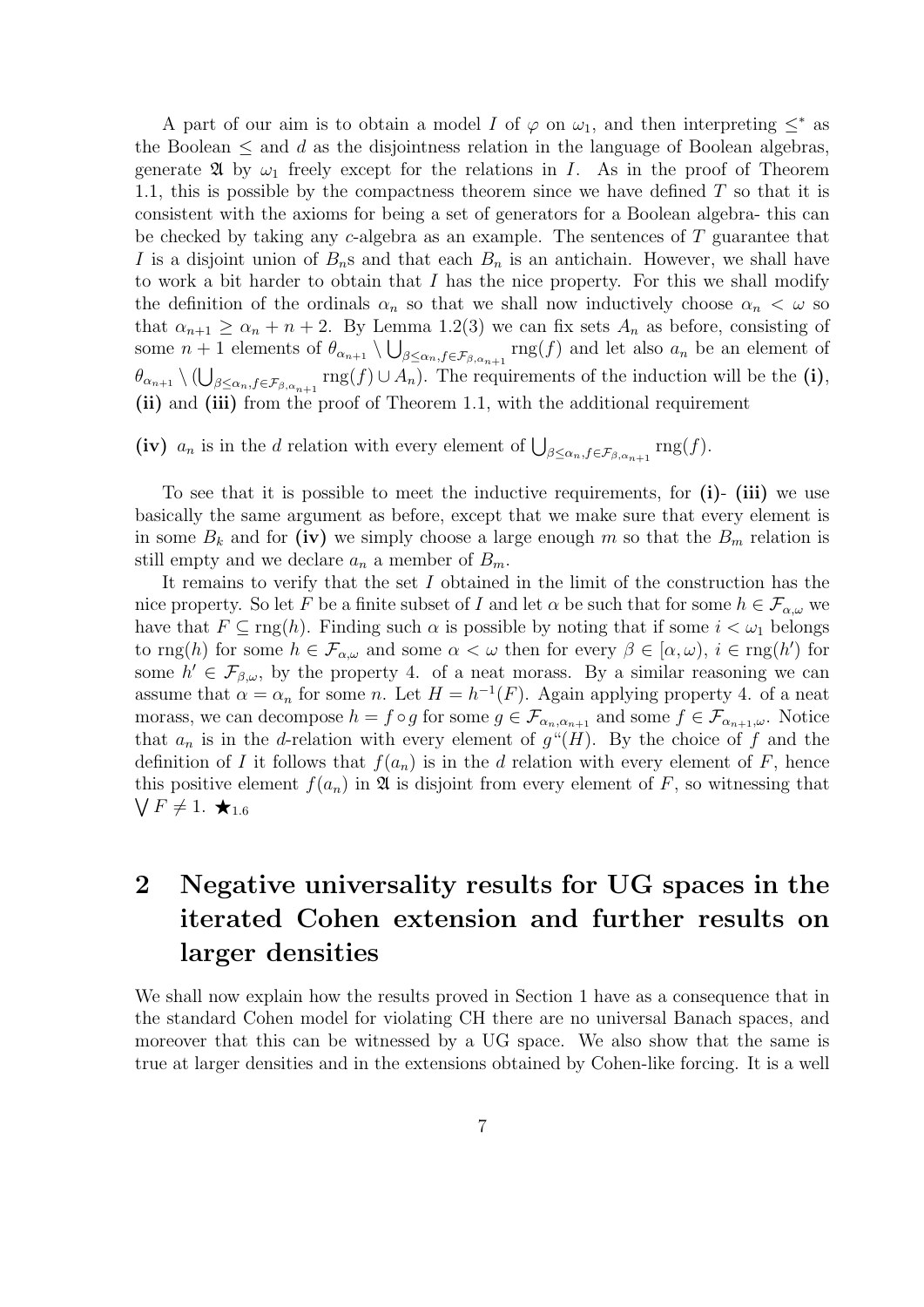A part of our aim is to obtain a model $I$ of $\varphi$ on $\omega_1$, and then interpreting $\leq^*$ as the Boolean $\leq$ and $d$ as the disjointness relation in the language of Boolean algebras, generate $\mathfrak{A}$ by $\omega_1$ freely except for the relations in $I$. As in the proof of Theorem 1.1, this is possible by the compactness theorem since we have defined $T$ so that it is consistent with the axioms for being a set of generators for a Boolean algebra- this can be checked by taking any $c$-algebra as an example. The sentences of $T$ guarantee that $I$ is a disjoint union of $B_n$s and that each $B_n$ is an antichain. However, we shall have to work a bit harder to obtain that $I$ has the nice property. For this we shall modify the definition of the ordinals $\alpha_n$ so that we shall now inductively choose $\alpha_n < \omega$ so that $\alpha_{n+1} \geq \alpha_n + n + 2$. By Lemma 1.2(3) we can fix sets $A_n$ as before, consisting of some $n+1$ elements of $\theta_{\alpha_{n+1}} \setminus \bigcup_{\beta \leq \alpha_n, f \in \mathcal{F}_{\beta,\alpha_{n+1}}} \mathrm{rng}(f)$ and let also $a_n$ be an element of $\theta_{\alpha_{n+1}} \setminus (\bigcup_{\beta \leq \alpha_n, f \in \mathcal{F}_{\beta,\alpha_{n+1}}} \mathrm{rng}(f) \cup A_n)$. The requirements of the induction will be the **(i)**, **(ii)** and **(iii)** from the proof of Theorem 1.1, with the additional requirement

**(iv)** $a_n$ is in the $d$ relation with every element of $\bigcup_{\beta \leq \alpha_n, f \in \mathcal{F}_{\beta,\alpha_{n+1}}} \mathrm{rng}(f)$.

To see that it is possible to meet the inductive requirements, for **(i)**- **(iii)** we use basically the same argument as before, except that we make sure that every element is in some $B_k$ and for **(iv)** we simply choose a large enough $m$ so that the $B_m$ relation is still empty and we declare $a_n$ a member of $B_m$.

It remains to verify that the set $I$ obtained in the limit of the construction has the nice property. So let $F$ be a finite subset of $I$ and let $\alpha$ be such that for some $h \in \mathcal{F}_{\alpha,\omega}$ we have that $F \subseteq \mathrm{rng}(h)$. Finding such $\alpha$ is possible by noting that if some $i < \omega_1$ belongs to $\mathrm{rng}(h)$ for some $h \in \mathcal{F}_{\alpha,\omega}$ and some $\alpha < \omega$ then for every $\beta \in [\alpha, \omega)$, $i \in \mathrm{rng}(h')$ for some $h' \in \mathcal{F}_{\beta,\omega}$, by the property 4. of a neat morass. By a similar reasoning we can assume that $\alpha = \alpha_n$ for some $n$. Let $H = h^{-1}(F)$. Again applying property 4. of a neat morass, we can decompose $h = f \circ g$ for some $g \in \mathcal{F}_{\alpha_n,\alpha_{n+1}}$ and some $f \in \mathcal{F}_{\alpha_{n+1},\omega}$. Notice that $a_n$ is in the $d$-relation with every element of $g``(H)$. By the choice of $f$ and the definition of $I$ it follows that $f(a_n)$ is in the $d$ relation with every element of $F$, hence this positive element $f(a_n)$ in $\mathfrak{A}$ is disjoint from every element of $F$, so witnessing that $\bigvee F \neq 1$. $\bigstar_{1.6}$

# 2 Negative universality results for UG spaces in the iterated Cohen extension and further results on larger densities

We shall now explain how the results proved in Section 1 have as a consequence that in the standard Cohen model for violating CH there are no universal Banach spaces, and moreover that this can be witnessed by a UG space. We also show that the same is true at larger densities and in the extensions obtained by Cohen-like forcing. It is a well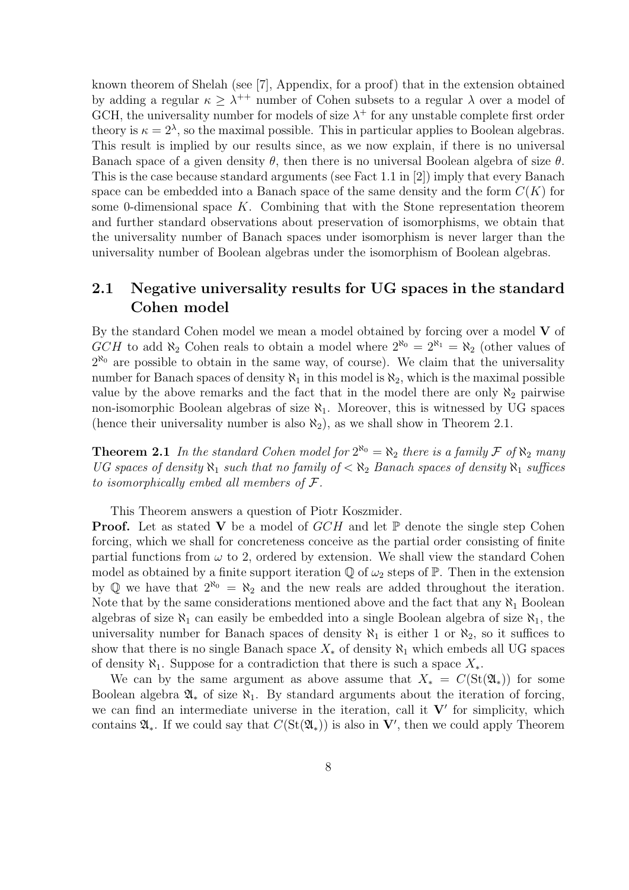known theorem of Shelah (see [7], Appendix, for a proof) that in the extension obtained by adding a regular $\kappa \geq \lambda^{++}$ number of Cohen subsets to a regular $\lambda$ over a model of GCH, the universality number for models of size $\lambda^+$ for any unstable complete first order theory is $\kappa = 2^\lambda$, so the maximal possible. This in particular applies to Boolean algebras. This result is implied by our results since, as we now explain, if there is no universal Banach space of a given density $\theta$, then there is no universal Boolean algebra of size $\theta$. This is the case because standard arguments (see Fact 1.1 in [2]) imply that every Banach space can be embedded into a Banach space of the same density and the form $C(K)$ for some 0-dimensional space $K$. Combining that with the Stone representation theorem and further standard observations about preservation of isomorphisms, we obtain that the universality number of Banach spaces under isomorphism is never larger than the universality number of Boolean algebras under the isomorphism of Boolean algebras.

## 2.1 Negative universality results for UG spaces in the standard Cohen model

By the standard Cohen model we mean a model obtained by forcing over a model $\mathbf{V}$ of $GCH$ to add $\aleph_2$ Cohen reals to obtain a model where $2^{\aleph_0} = 2^{\aleph_1} = \aleph_2$ (other values of $2^{\aleph_0}$ are possible to obtain in the same way, of course). We claim that the universality number for Banach spaces of density $\aleph_1$ in this model is $\aleph_2$, which is the maximal possible value by the above remarks and the fact that in the model there are only $\aleph_2$ pairwise non-isomorphic Boolean algebras of size $\aleph_1$. Moreover, this is witnessed by UG spaces (hence their universality number is also $\aleph_2$), as we shall show in Theorem 2.1.

**Theorem 2.1** *In the standard Cohen model for $2^{\aleph_0} = \aleph_2$ there is a family $\mathcal{F}$ of $\aleph_2$ many UG spaces of density $\aleph_1$ such that no family of $< \aleph_2$ Banach spaces of density $\aleph_1$ suffices to isomorphically embed all members of $\mathcal{F}$.*

This Theorem answers a question of Piotr Koszmider.

**Proof.** Let as stated $\mathbf{V}$ be a model of $GCH$ and let $\mathbb{P}$ denote the single step Cohen forcing, which we shall for concreteness conceive as the partial order consisting of finite partial functions from $\omega$ to 2, ordered by extension. We shall view the standard Cohen model as obtained by a finite support iteration $\mathbb{Q}$ of $\omega_2$ steps of $\mathbb{P}$. Then in the extension by $\mathbb{Q}$ we have that $2^{\aleph_0} = \aleph_2$ and the new reals are added throughout the iteration. Note that by the same considerations mentioned above and the fact that any $\aleph_1$ Boolean algebras of size $\aleph_1$ can easily be embedded into a single Boolean algebra of size $\aleph_1$, the universality number for Banach spaces of density $\aleph_1$ is either 1 or $\aleph_2$, so it suffices to show that there is no single Banach space $X_*$ of density $\aleph_1$ which embeds all UG spaces of density $\aleph_1$. Suppose for a contradiction that there is such a space $X_*$.

We can by the same argument as above assume that $X_* = C(\mathrm{St}(\mathfrak{A}_*))$ for some Boolean algebra $\mathfrak{A}_*$ of size $\aleph_1$. By standard arguments about the iteration of forcing, we can find an intermediate universe in the iteration, call it $\mathbf{V}'$ for simplicity, which contains $\mathfrak{A}_*$. If we could say that $C(\mathrm{St}(\mathfrak{A}_*))$ is also in $\mathbf{V}'$, then we could apply Theorem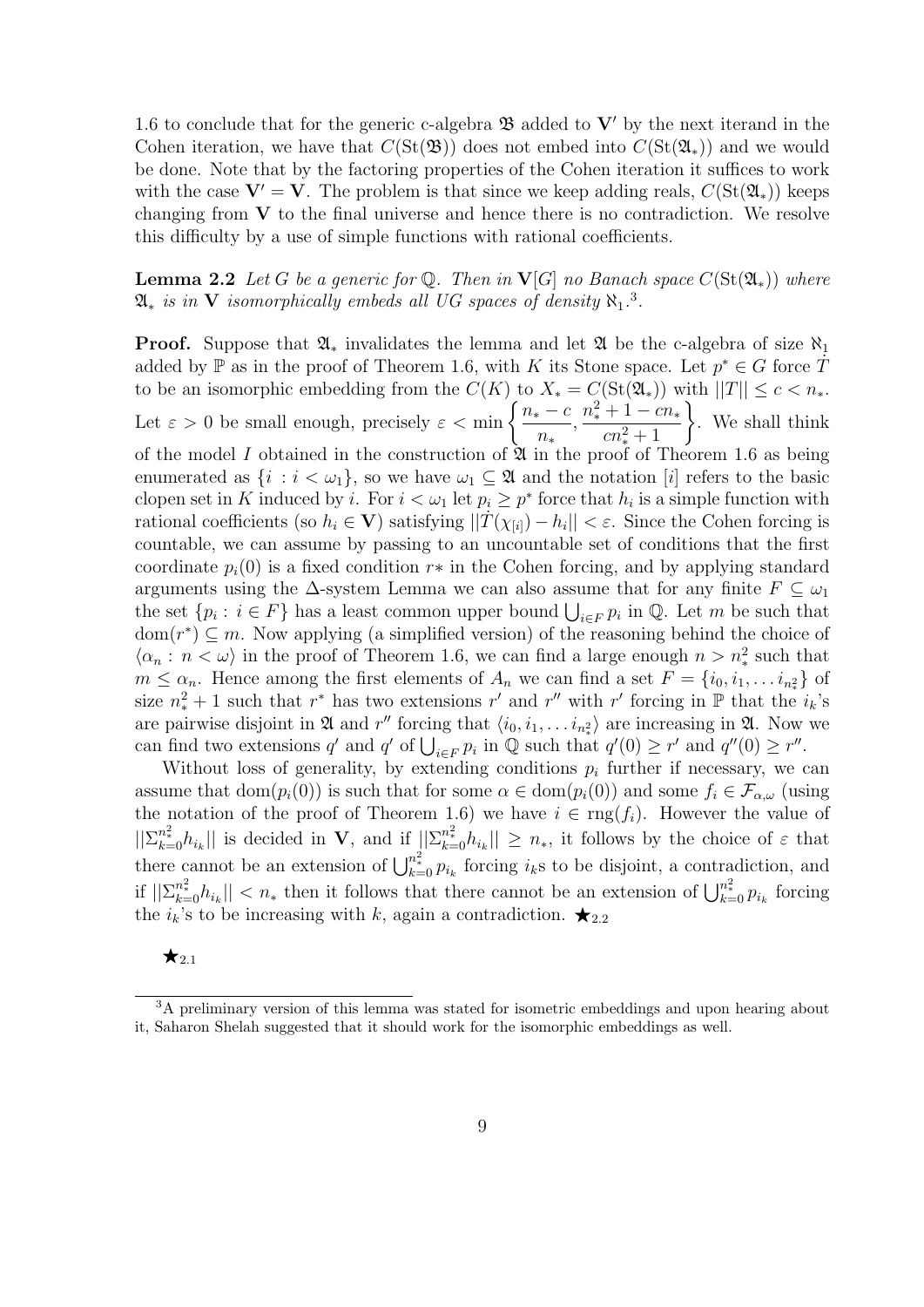1.6 to conclude that for the generic c-algebra $\mathfrak{B}$ added to $\mathbf{V}'$ by the next iterand in the Cohen iteration, we have that $C(\mathrm{St}(\mathfrak{B}))$ does not embed into $C(\mathrm{St}(\mathfrak{A}_*))$ and we would be done. Note that by the factoring properties of the Cohen iteration it suffices to work with the case $\mathbf{V}' = \mathbf{V}$. The problem is that since we keep adding reals, $C(\mathrm{St}(\mathfrak{A}_*))$ keeps changing from $\mathbf{V}$ to the final universe and hence there is no contradiction. We resolve this difficulty by a use of simple functions with rational coefficients.

**Lemma 2.2** *Let $G$ be a generic for $\mathbb{Q}$. Then in $\mathbf{V}[G]$ no Banach space $C(\mathrm{St}(\mathfrak{A}_*))$ where $\mathfrak{A}_*$ is in $\mathbf{V}$ isomorphically embeds all UG spaces of density $\aleph_1$.*[3].

**Proof.** Suppose that $\mathfrak{A}_*$ invalidates the lemma and let $\mathfrak{A}$ be the c-algebra of size $\aleph_1$ added by $\mathbb{P}$ as in the proof of Theorem 1.6, with $K$ its Stone space. Let $p^* \in G$ force $\dot{T}$ to be an isomorphic embedding from the $C(K)$ to $X_* = C(\mathrm{St}(\mathfrak{A}_*))$ with $||T|| \le c < n_*$. Let $\varepsilon > 0$ be small enough, precisely $\varepsilon < \min\left\{\dfrac{n_* - c}{n_*}, \dfrac{n_*^2 + 1 - cn_*}{cn_*^2 + 1}\right\}$. We shall think of the model $I$ obtained in the construction of $\mathfrak{A}$ in the proof of Theorem 1.6 as being enumerated as $\{i : i < \omega_1\}$, so we have $\omega_1 \subseteq \mathfrak{A}$ and the notation $[i]$ refers to the basic clopen set in $K$ induced by $i$. For $i < \omega_1$ let $p_i \ge p^*$ force that $h_i$ is a simple function with rational coefficients (so $h_i \in \mathbf{V}$) satisfying $||\dot{T}(\chi_{[i]}) - h_i|| < \varepsilon$. Since the Cohen forcing is countable, we can assume by passing to an uncountable set of conditions that the first coordinate $p_i(0)$ is a fixed condition $r*$ in the Cohen forcing, and by applying standard arguments using the $\Delta$-system Lemma we can also assume that for any finite $F \subseteq \omega_1$ the set $\{p_i : i \in F\}$ has a least common upper bound $\bigcup_{i\in F} p_i$ in $\mathbb{Q}$. Let $m$ be such that $\mathrm{dom}(r^*) \subseteq m$. Now applying (a simplified version) of the reasoning behind the choice of $\langle \alpha_n : n < \omega\rangle$ in the proof of Theorem 1.6, we can find a large enough $n > n_*^2$ such that $m \le \alpha_n$. Hence among the first elements of $A_n$ we can find a set $F = \{i_0, i_1, \ldots i_{n_*^2}\}$ of size $n_*^2 + 1$ such that $r^*$ has two extensions $r'$ and $r''$ with $r'$ forcing in $\mathbb{P}$ that the $i_k$'s are pairwise disjoint in $\mathfrak{A}$ and $r''$ forcing that $\langle i_0, i_1, \ldots i_{n_*^2}\rangle$ are increasing in $\mathfrak{A}$. Now we can find two extensions $q'$ and $q'$ of $\bigcup_{i\in F} p_i$ in $\mathbb{Q}$ such that $q'(0) \ge r'$ and $q''(0) \ge r''$.

Without loss of generality, by extending conditions $p_i$ further if necessary, we can assume that $\mathrm{dom}(p_i(0))$ is such that for some $\alpha \in \mathrm{dom}(p_i(0))$ and some $f_i \in \mathcal{F}_{\alpha,\omega}$ (using the notation of the proof of Theorem 1.6) we have $i \in \mathrm{rng}(f_i)$. However the value of $||\Sigma_{k=0}^{n_*^2} h_{i_k}||$ is decided in $\mathbf{V}$, and if $||\Sigma_{k=0}^{n_*^2} h_{i_k}|| \ge n_*$, it follows by the choice of $\varepsilon$ that there cannot be an extension of $\bigcup_{k=0}^{n_*^2} p_{i_k}$ forcing $i_k$s to be disjoint, a contradiction, and if $||\Sigma_{k=0}^{n_*^2} h_{i_k}|| < n_*$ then it follows that there cannot be an extension of $\bigcup_{k=0}^{n_*^2} p_{i_k}$ forcing the $i_k$'s to be increasing with $k$, again a contradiction. $\bigstar_{2.2}$

$\bigstar_{2.1}$

---

[3]A preliminary version of this lemma was stated for isometric embeddings and upon hearing about it, Saharon Shelah suggested that it should work for the isomorphic embeddings as well.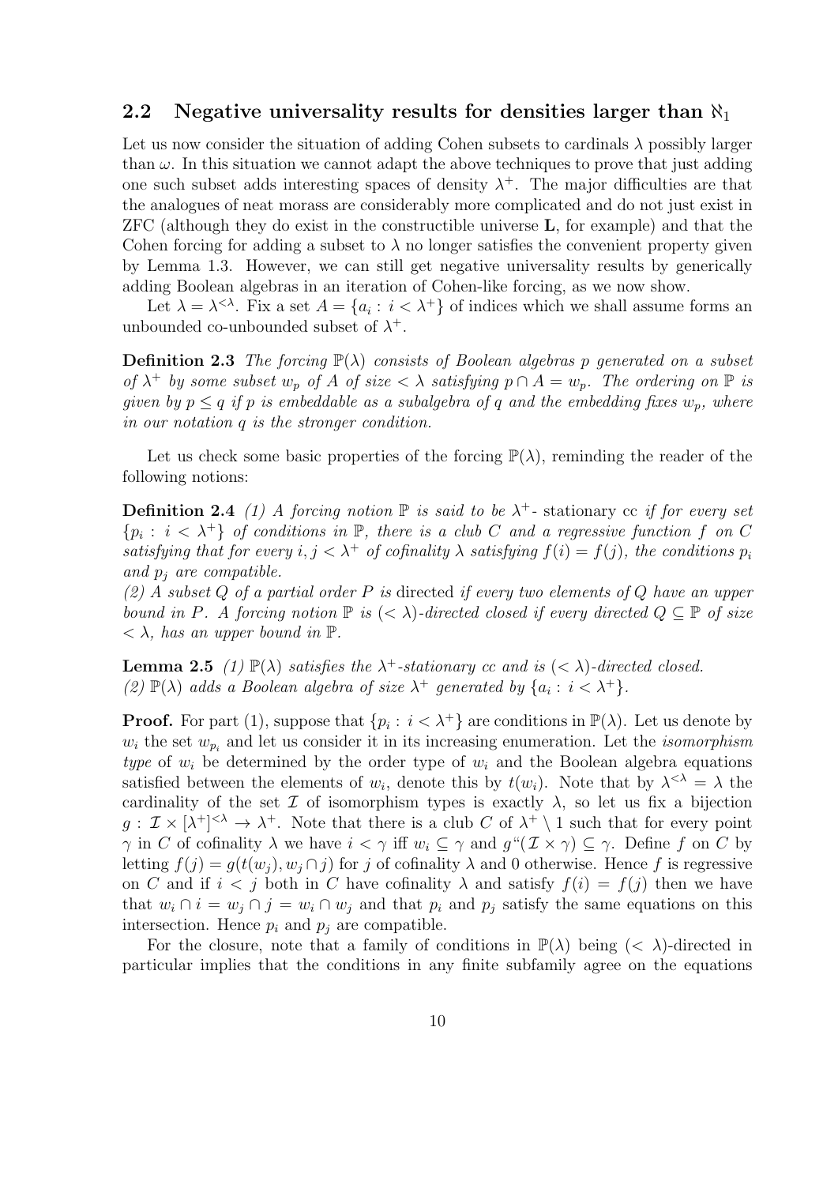## 2.2 Negative universality results for densities larger than $\aleph_1$

Let us now consider the situation of adding Cohen subsets to cardinals $\lambda$ possibly larger than $\omega$. In this situation we cannot adapt the above techniques to prove that just adding one such subset adds interesting spaces of density $\lambda^+$. The major difficulties are that the analogues of neat morass are considerably more complicated and do not just exist in ZFC (although they do exist in the constructible universe **L**, for example) and that the Cohen forcing for adding a subset to $\lambda$ no longer satisfies the convenient property given by Lemma 1.3. However, we can still get negative universality results by generically adding Boolean algebras in an iteration of Cohen-like forcing, as we now show.

Let $\lambda = \lambda^{<\lambda}$. Fix a set $A = \{a_i : i < \lambda^+\}$ of indices which we shall assume forms an unbounded co-unbounded subset of $\lambda^+$.

**Definition 2.3** *The forcing $\mathbb{P}(\lambda)$ consists of Boolean algebras $p$ generated on a subset of $\lambda^+$ by some subset $w_p$ of $A$ of size $< \lambda$ satisfying $p \cap A = w_p$. The ordering on $\mathbb{P}$ is given by $p \leq q$ if $p$ is embeddable as a subalgebra of $q$ and the embedding fixes $w_p$, where in our notation $q$ is the stronger condition.*

Let us check some basic properties of the forcing $\mathbb{P}(\lambda)$, reminding the reader of the following notions:

**Definition 2.4** *(1) A forcing notion $\mathbb{P}$ is said to be $\lambda^+$- stationary cc if for every set $\{p_i : i < \lambda^+\}$ of conditions in $\mathbb{P}$, there is a club $C$ and a regressive function $f$ on $C$ satisfying that for every $i, j < \lambda^+$ of cofinality $\lambda$ satisfying $f(i) = f(j)$, the conditions $p_i$ and $p_j$ are compatible.*
*(2) A subset $Q$ of a partial order $P$ is* directed *if every two elements of $Q$ have an upper bound in $P$. A forcing notion $\mathbb{P}$ is $(< \lambda)$-directed closed if every directed $Q \subseteq \mathbb{P}$ of size $< \lambda$, has an upper bound in $\mathbb{P}$.*

**Lemma 2.5** *(1) $\mathbb{P}(\lambda)$ satisfies the $\lambda^+$-stationary cc and is $(< \lambda)$-directed closed.*
*(2) $\mathbb{P}(\lambda)$ adds a Boolean algebra of size $\lambda^+$ generated by $\{a_i : i < \lambda^+\}$.*

**Proof.** For part (1), suppose that $\{p_i : i < \lambda^+\}$ are conditions in $\mathbb{P}(\lambda)$. Let us denote by $w_i$ the set $w_{p_i}$ and let us consider it in its increasing enumeration. Let the *isomorphism type* of $w_i$ be determined by the order type of $w_i$ and the Boolean algebra equations satisfied between the elements of $w_i$, denote this by $t(w_i)$. Note that by $\lambda^{<\lambda} = \lambda$ the cardinality of the set $\mathcal{I}$ of isomorphism types is exactly $\lambda$, so let us fix a bijection $g : \mathcal{I} \times [\lambda^+]^{<\lambda} \to \lambda^+$. Note that there is a club $C$ of $\lambda^+ \setminus 1$ such that for every point $\gamma$ in $C$ of cofinality $\lambda$ we have $i < \gamma$ iff $w_i \subseteq \gamma$ and $g``(\mathcal{I} \times \gamma) \subseteq \gamma$. Define $f$ on $C$ by letting $f(j) = g(t(w_j), w_j \cap j)$ for $j$ of cofinality $\lambda$ and 0 otherwise. Hence $f$ is regressive on $C$ and if $i < j$ both in $C$ have cofinality $\lambda$ and satisfy $f(i) = f(j)$ then we have that $w_i \cap i = w_j \cap j = w_i \cap w_j$ and that $p_i$ and $p_j$ satisfy the same equations on this intersection. Hence $p_i$ and $p_j$ are compatible.

For the closure, note that a family of conditions in $\mathbb{P}(\lambda)$ being $(< \lambda)$-directed in particular implies that the conditions in any finite subfamily agree on the equations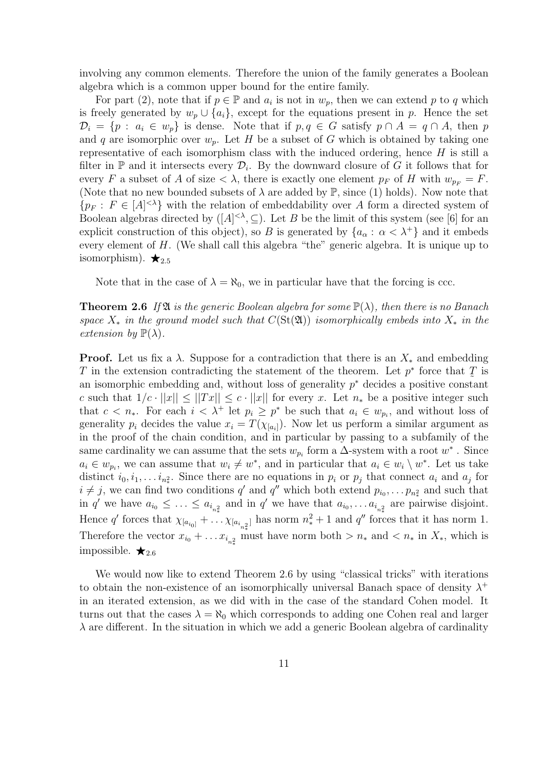involving any common elements. Therefore the union of the family generates a Boolean algebra which is a common upper bound for the entire family.

For part (2), note that if $p \in \mathbb{P}$ and $a_i$ is not in $w_p$, then we can extend $p$ to $q$ which is freely generated by $w_p \cup \{a_i\}$, except for the equations present in $p$. Hence the set $\mathcal{D}_i = \{p : a_i \in w_p\}$ is dense. Note that if $p, q \in G$ satisfy $p \cap A = q \cap A$, then $p$ and $q$ are isomorphic over $w_p$. Let $H$ be a subset of $G$ which is obtained by taking one representative of each isomorphism class with the induced ordering, hence $H$ is still a filter in $\mathbb{P}$ and it intersects every $\mathcal{D}_i$. By the downward closure of $G$ it follows that for every $F$ a subset of $A$ of size $< \lambda$, there is exactly one element $p_F$ of $H$ with $w_{p_F} = F$. (Note that no new bounded subsets of $\lambda$ are added by $\mathbb{P}$, since (1) holds). Now note that $\{p_F : F \in [A]^{<\lambda}\}$ with the relation of embeddability over $A$ form a directed system of Boolean algebras directed by $([A]^{<\lambda}, \subseteq)$. Let $B$ be the limit of this system (see [6] for an explicit construction of this object), so $B$ is generated by $\{a_\alpha : \alpha < \lambda^+\}$ and it embeds every element of $H$. (We shall call this algebra "the" generic algebra. It is unique up to isomorphism). $\bigstar_{2.5}$

Note that in the case of $\lambda = \aleph_0$, we in particular have that the forcing is ccc.

**Theorem 2.6** *If $\mathfrak{A}$ is the generic Boolean algebra for some $\mathbb{P}(\lambda)$, then there is no Banach space $X_*$ in the ground model such that $C(\mathrm{St}(\mathfrak{A}))$ isomorphically embeds into $X_*$ in the extension by $\mathbb{P}(\lambda)$.*

**Proof.** Let us fix a $\lambda$. Suppose for a contradiction that there is an $X_*$ and embedding $T$ in the extension contradicting the statement of the theorem. Let $p^*$ force that $\underset{\sim}{T}$ is an isomorphic embedding and, without loss of generality $p^*$ decides a positive constant $c$ such that $1/c \cdot ||x|| \leq ||Tx|| \leq c \cdot ||x||$ for every $x$. Let $n_*$ be a positive integer such that $c < n_*$. For each $i < \lambda^+$ let $p_i \geq p^*$ be such that $a_i \in w_{p_i}$, and without loss of generality $p_i$ decides the value $x_i = T(\chi_{[a_i]})$. Now let us perform a similar argument as in the proof of the chain condition, and in particular by passing to a subfamily of the same cardinality we can assume that the sets $w_{p_i}$ form a $\Delta$-system with a root $w^*$. Since $a_i \in w_{p_i}$, we can assume that $w_i \neq w^*$, and in particular that $a_i \in w_i \setminus w^*$. Let us take distinct $i_0, i_1, \ldots i_{n_*^2}$. Since there are no equations in $p_i$ or $p_j$ that connect $a_i$ and $a_j$ for $i \neq j$, we can find two conditions $q'$ and $q''$ which both extend $p_{i_0}, \ldots p_{n_*^2}$ and such that in $q'$ we have $a_{i_0} \leq \ldots \leq a_{i_{n_*^2}}$ and in $q'$ we have that $a_{i_0}, \ldots a_{i_{n_*^2}}$ are pairwise disjoint. Hence $q'$ forces that $\chi_{[a_{i_0}]} + \ldots \chi_{[a_{i_{n_*^2}}]}$ has norm $n_*^2 + 1$ and $q''$ forces that it has norm 1. Therefore the vector $x_{i_0} + \ldots x_{i_{n_*^2}}$ must have norm both $> n_*$ and $< n_*$ in $X_*$, which is impossible. $\bigstar_{2.6}$

We would now like to extend Theorem 2.6 by using "classical tricks" with iterations to obtain the non-existence of an isomorphically universal Banach space of density $\lambda^+$ in an iterated extension, as we did with in the case of the standard Cohen model. It turns out that the cases $\lambda = \aleph_0$ which corresponds to adding one Cohen real and larger $\lambda$ are different. In the situation in which we add a generic Boolean algebra of cardinality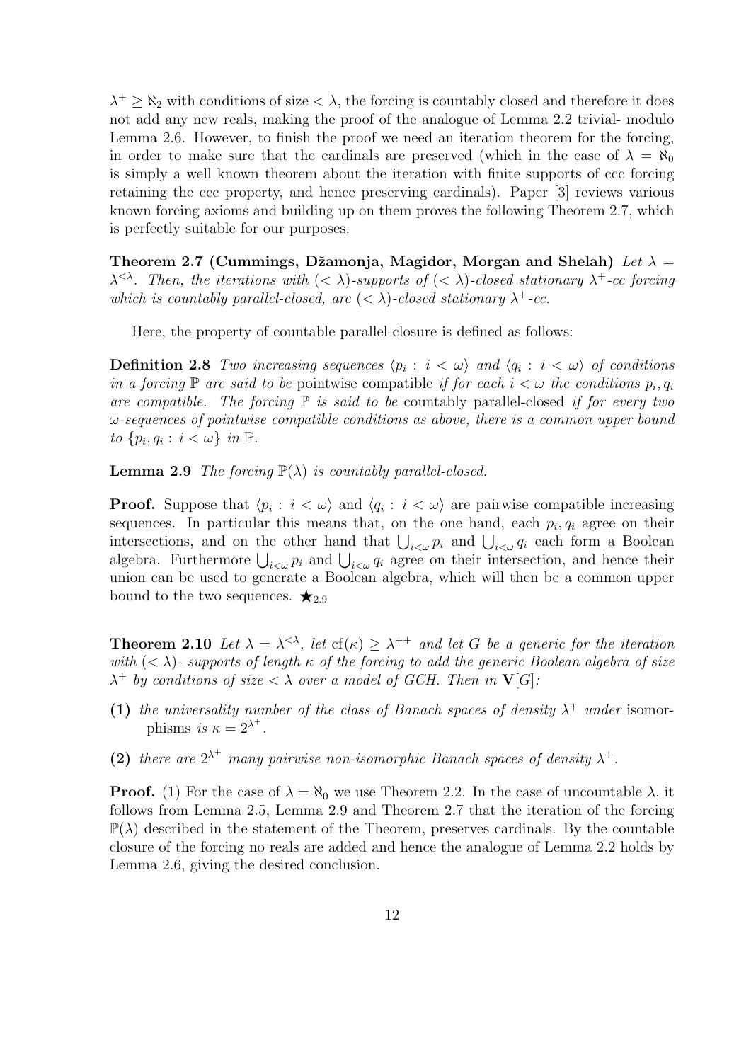$\lambda^+ \geq \aleph_2$ with conditions of size $< \lambda$, the forcing is countably closed and therefore it does not add any new reals, making the proof of the analogue of Lemma 2.2 trivial- modulo Lemma 2.6. However, to finish the proof we need an iteration theorem for the forcing, in order to make sure that the cardinals are preserved (which in the case of $\lambda = \aleph_0$ is simply a well known theorem about the iteration with finite supports of ccc forcing retaining the ccc property, and hence preserving cardinals). Paper [3] reviews various known forcing axioms and building up on them proves the following Theorem 2.7, which is perfectly suitable for our purposes.

**Theorem 2.7 (Cummings, Džamonja, Magidor, Morgan and Shelah)** *Let $\lambda = \lambda^{<\lambda}$. Then, the iterations with $(< \lambda)$-supports of $(< \lambda)$-closed stationary $\lambda^+$-cc forcing which is countably parallel-closed, are $(< \lambda)$-closed stationary $\lambda^+$-cc.*

Here, the property of countable parallel-closure is defined as follows:

**Definition 2.8** *Two increasing sequences $\langle p_i : i < \omega \rangle$ and $\langle q_i : i < \omega \rangle$ of conditions in a forcing $\mathbb{P}$ are said to be* pointwise compatible *if for each $i < \omega$ the conditions $p_i, q_i$ are compatible. The forcing $\mathbb{P}$ is said to be* countably parallel-closed *if for every two $\omega$-sequences of pointwise compatible conditions as above, there is a common upper bound to $\{p_i, q_i : i < \omega\}$ in $\mathbb{P}$.*

**Lemma 2.9** *The forcing $\mathbb{P}(\lambda)$ is countably parallel-closed.*

**Proof.** Suppose that $\langle p_i : i < \omega \rangle$ and $\langle q_i : i < \omega \rangle$ are pairwise compatible increasing sequences. In particular this means that, on the one hand, each $p_i, q_i$ agree on their intersections, and on the other hand that $\bigcup_{i<\omega} p_i$ and $\bigcup_{i<\omega} q_i$ each form a Boolean algebra. Furthermore $\bigcup_{i<\omega} p_i$ and $\bigcup_{i<\omega} q_i$ agree on their intersection, and hence their union can be used to generate a Boolean algebra, which will then be a common upper bound to the two sequences. $\bigstar_{2.9}$

**Theorem 2.10** *Let $\lambda = \lambda^{<\lambda}$, let $\mathrm{cf}(\kappa) \geq \lambda^{++}$ and let $G$ be a generic for the iteration with $(< \lambda)$- supports of length $\kappa$ of the forcing to add the generic Boolean algebra of size $\lambda^+$ by conditions of size $< \lambda$ over a model of GCH. Then in $\mathbf{V}[G]$:*

**(1)** *the universality number of the class of Banach spaces of density $\lambda^+$ under* isomorphisms *is $\kappa = 2^{\lambda^+}$.*

**(2)** *there are $2^{\lambda^+}$ many pairwise non-isomorphic Banach spaces of density $\lambda^+$.*

**Proof.** (1) For the case of $\lambda = \aleph_0$ we use Theorem 2.2. In the case of uncountable $\lambda$, it follows from Lemma 2.5, Lemma 2.9 and Theorem 2.7 that the iteration of the forcing $\mathbb{P}(\lambda)$ described in the statement of the Theorem, preserves cardinals. By the countable closure of the forcing no reals are added and hence the analogue of Lemma 2.2 holds by Lemma 2.6, giving the desired conclusion.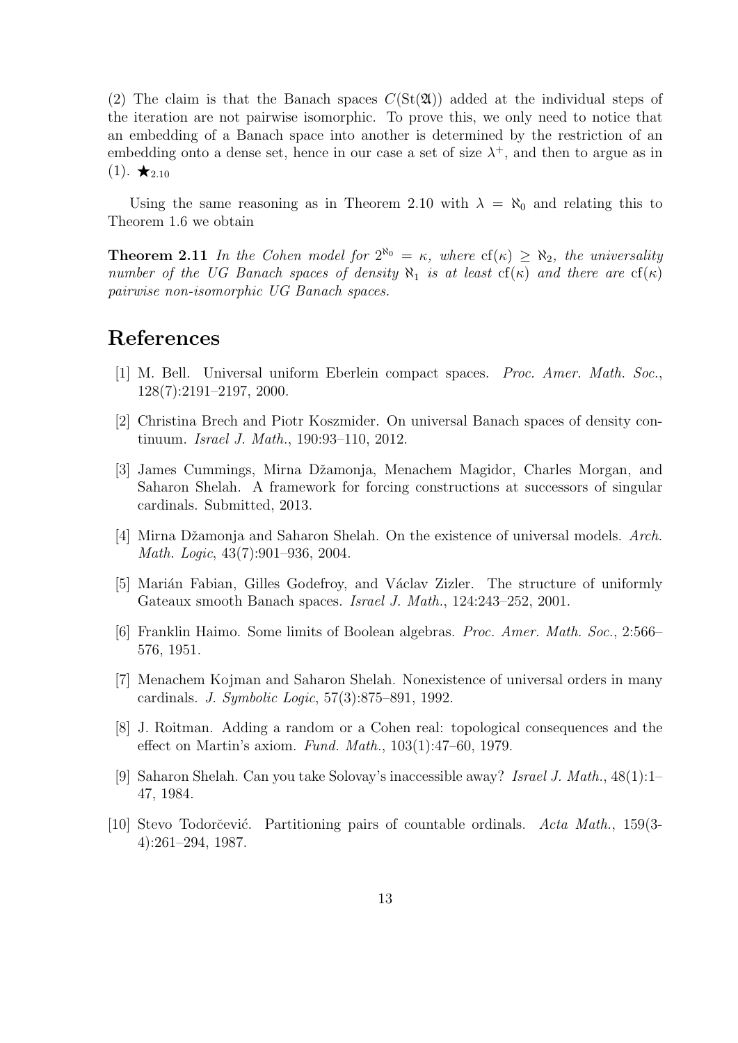(2) The claim is that the Banach spaces $C(\mathrm{St}(\mathfrak{A}))$ added at the individual steps of the iteration are not pairwise isomorphic. To prove this, we only need to notice that an embedding of a Banach space into another is determined by the restriction of an embedding onto a dense set, hence in our case a set of size $\lambda^+$, and then to argue as in (1). $\bigstar_{2.10}$

Using the same reasoning as in Theorem 2.10 with $\lambda = \aleph_0$ and relating this to Theorem 1.6 we obtain

**Theorem 2.11** *In the Cohen model for $2^{\aleph_0} = \kappa$, where $\mathrm{cf}(\kappa) \geq \aleph_2$, the universality number of the UG Banach spaces of density $\aleph_1$ is at least $\mathrm{cf}(\kappa)$ and there are $\mathrm{cf}(\kappa)$ pairwise non-isomorphic UG Banach spaces.*

# References

[1] M. Bell. Universal uniform Eberlein compact spaces. *Proc. Amer. Math. Soc.*, 128(7):2191–2197, 2000.

[2] Christina Brech and Piotr Koszmider. On universal Banach spaces of density continuum. *Israel J. Math.*, 190:93–110, 2012.

[3] James Cummings, Mirna Džamonja, Menachem Magidor, Charles Morgan, and Saharon Shelah. A framework for forcing constructions at successors of singular cardinals. Submitted, 2013.

[4] Mirna Džamonja and Saharon Shelah. On the existence of universal models. *Arch. Math. Logic*, 43(7):901–936, 2004.

[5] Marián Fabian, Gilles Godefroy, and Václav Zizler. The structure of uniformly Gateaux smooth Banach spaces. *Israel J. Math.*, 124:243–252, 2001.

[6] Franklin Haimo. Some limits of Boolean algebras. *Proc. Amer. Math. Soc.*, 2:566–576, 1951.

[7] Menachem Kojman and Saharon Shelah. Nonexistence of universal orders in many cardinals. *J. Symbolic Logic*, 57(3):875–891, 1992.

[8] J. Roitman. Adding a random or a Cohen real: topological consequences and the effect on Martin's axiom. *Fund. Math.*, 103(1):47–60, 1979.

[9] Saharon Shelah. Can you take Solovay's inaccessible away? *Israel J. Math.*, 48(1):1–47, 1984.

[10] Stevo Todorčević. Partitioning pairs of countable ordinals. *Acta Math.*, 159(3-4):261–294, 1987.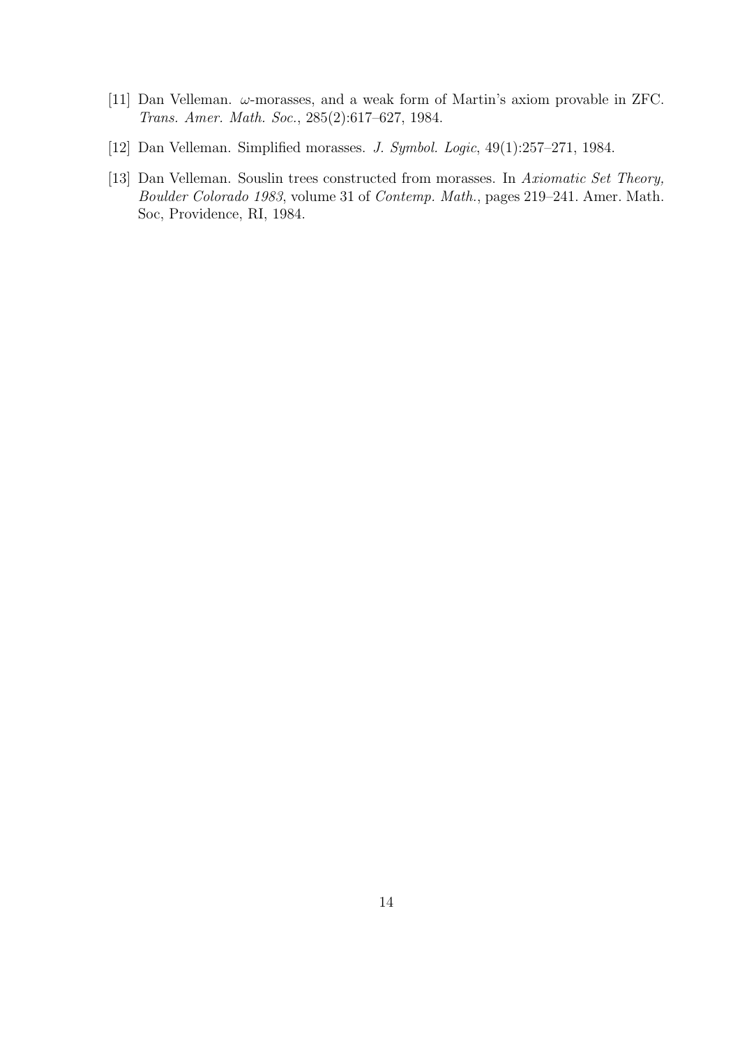[11] Dan Velleman. $\omega$-morasses, and a weak form of Martin's axiom provable in ZFC. *Trans. Amer. Math. Soc.*, 285(2):617–627, 1984.

[12] Dan Velleman. Simplified morasses. *J. Symbol. Logic*, 49(1):257–271, 1984.

[13] Dan Velleman. Souslin trees constructed from morasses. In *Axiomatic Set Theory, Boulder Colorado 1983*, volume 31 of *Contemp. Math.*, pages 219–241. Amer. Math. Soc, Providence, RI, 1984.